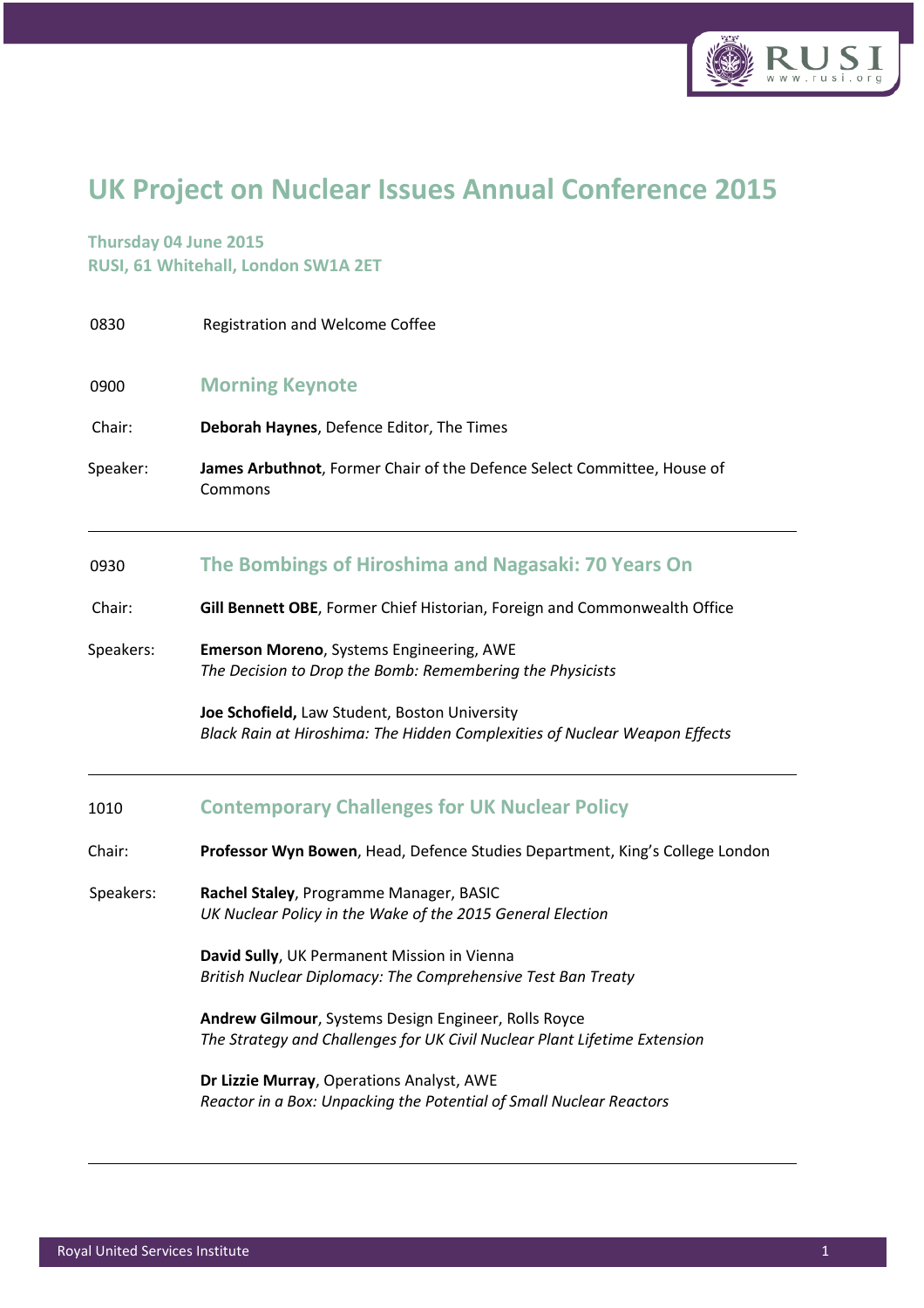# UK Project on Nuclear Issues Annual Conference 2015

**Thursday 04 June 2015**
**RUSI, 61 Whitehall, London SW1A 2ET**

0830 Registration and Welcome Coffee

## 0900 Morning Keynote

Chair: **Deborah Haynes**, Defence Editor, The Times

Speaker: **James Arbuthnot**, Former Chair of the Defence Select Committee, House of Commons

---

## 0930 The Bombings of Hiroshima and Nagasaki: 70 Years On

Chair: **Gill Bennett OBE**, Former Chief Historian, Foreign and Commonwealth Office

Speakers:

**Emerson Moreno**, Systems Engineering, AWE
*The Decision to Drop the Bomb: Remembering the Physicists*

**Joe Schofield,** Law Student, Boston University
*Black Rain at Hiroshima: The Hidden Complexities of Nuclear Weapon Effects*

---

## 1010 Contemporary Challenges for UK Nuclear Policy

Chair: **Professor Wyn Bowen**, Head, Defence Studies Department, King's College London

Speakers:

**Rachel Staley**, Programme Manager, BASIC
*UK Nuclear Policy in the Wake of the 2015 General Election*

**David Sully**, UK Permanent Mission in Vienna
*British Nuclear Diplomacy: The Comprehensive Test Ban Treaty*

**Andrew Gilmour**, Systems Design Engineer, Rolls Royce
*The Strategy and Challenges for UK Civil Nuclear Plant Lifetime Extension*

**Dr Lizzie Murray**, Operations Analyst, AWE
*Reactor in a Box: Unpacking the Potential of Small Nuclear Reactors*

---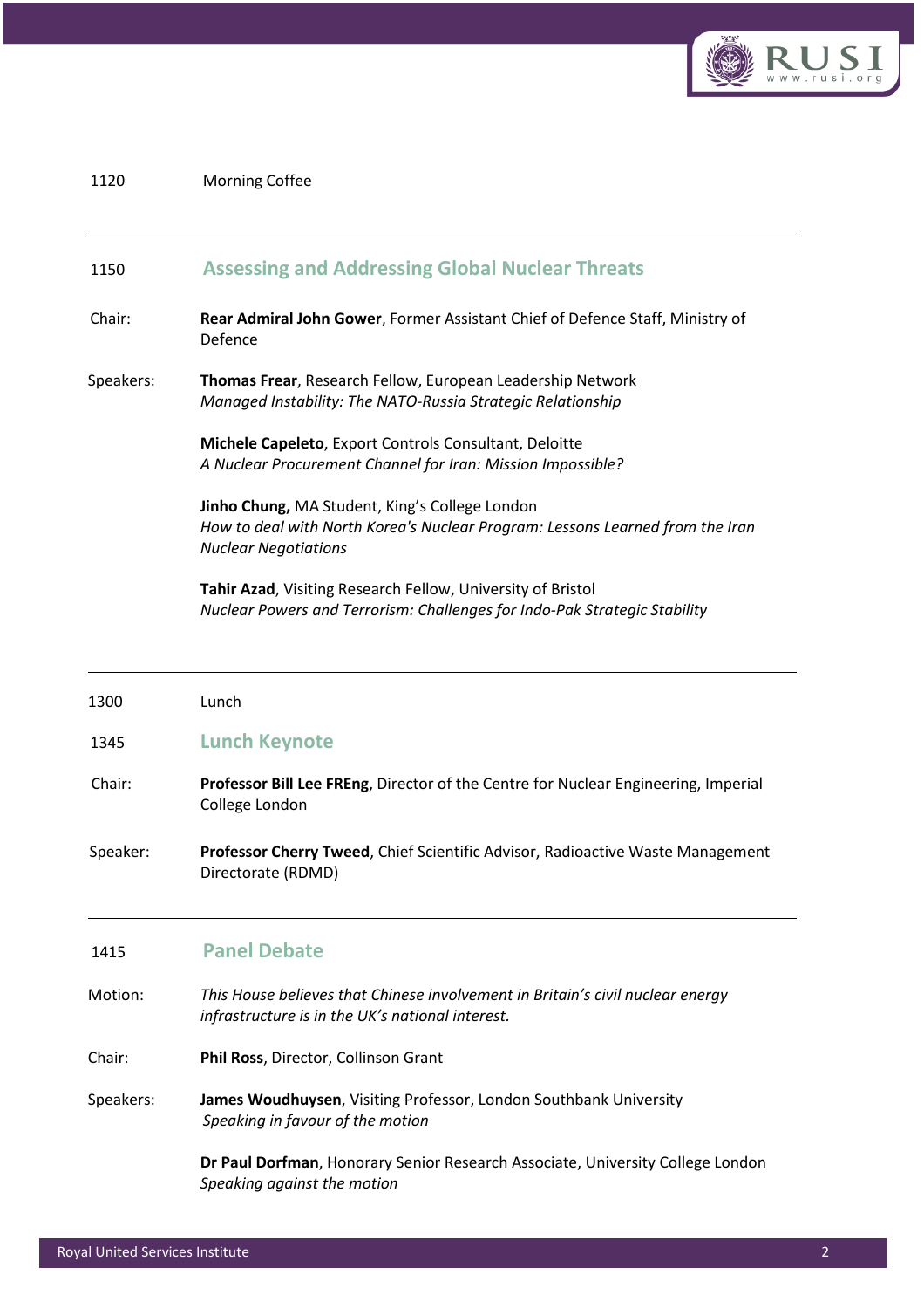1120 Morning Coffee

---

## 1150 Assessing and Addressing Global Nuclear Threats

Chair: **Rear Admiral John Gower**, Former Assistant Chief of Defence Staff, Ministry of Defence

Speakers:

**Thomas Frear**, Research Fellow, European Leadership Network
*Managed Instability: The NATO-Russia Strategic Relationship*

**Michele Capeleto**, Export Controls Consultant, Deloitte
*A Nuclear Procurement Channel for Iran: Mission Impossible?*

**Jinho Chung,** MA Student, King's College London
*How to deal with North Korea's Nuclear Program: Lessons Learned from the Iran Nuclear Negotiations*

**Tahir Azad**, Visiting Research Fellow, University of Bristol
*Nuclear Powers and Terrorism: Challenges for Indo-Pak Strategic Stability*

---

1300 Lunch

## 1345 Lunch Keynote

Chair: **Professor Bill Lee FREng**, Director of the Centre for Nuclear Engineering, Imperial College London

Speaker: **Professor Cherry Tweed**, Chief Scientific Advisor, Radioactive Waste Management Directorate (RDMD)

---

## 1415 Panel Debate

Motion: *This House believes that Chinese involvement in Britain's civil nuclear energy infrastructure is in the UK's national interest.*

Chair: **Phil Ross**, Director, Collinson Grant

Speakers:

**James Woudhuysen**, Visiting Professor, London Southbank University
*Speaking in favour of the motion*

**Dr Paul Dorfman**, Honorary Senior Research Associate, University College London
*Speaking against the motion*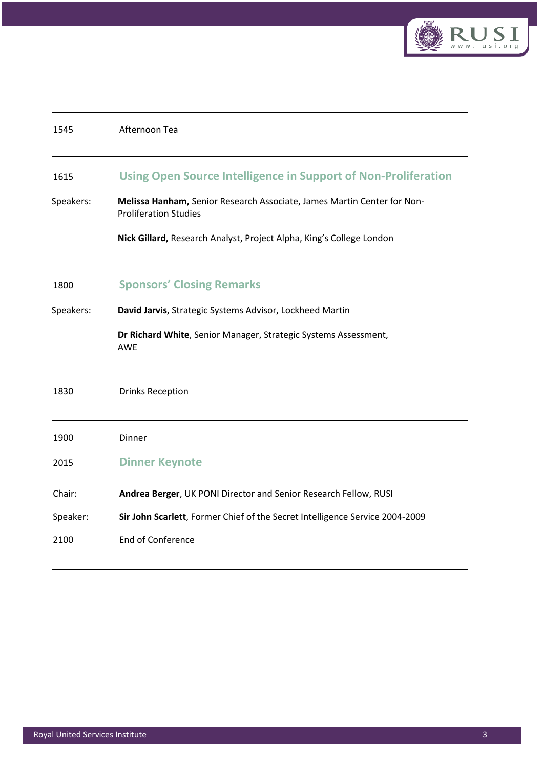1545 Afternoon Tea

---

1615 **Using Open Source Intelligence in Support of Non-Proliferation**

Speakers: **Melissa Hanham,** Senior Research Associate, James Martin Center for Non-Proliferation Studies

**Nick Gillard,** Research Analyst, Project Alpha, King's College London

---

1800 **Sponsors' Closing Remarks**

Speakers: **David Jarvis**, Strategic Systems Advisor, Lockheed Martin

**Dr Richard White**, Senior Manager, Strategic Systems Assessment, AWE

---

1830 Drinks Reception

---

1900 Dinner

2015 **Dinner Keynote**

Chair: **Andrea Berger**, UK PONI Director and Senior Research Fellow, RUSI

Speaker: **Sir John Scarlett**, Former Chief of the Secret Intelligence Service 2004-2009

2100 End of Conference